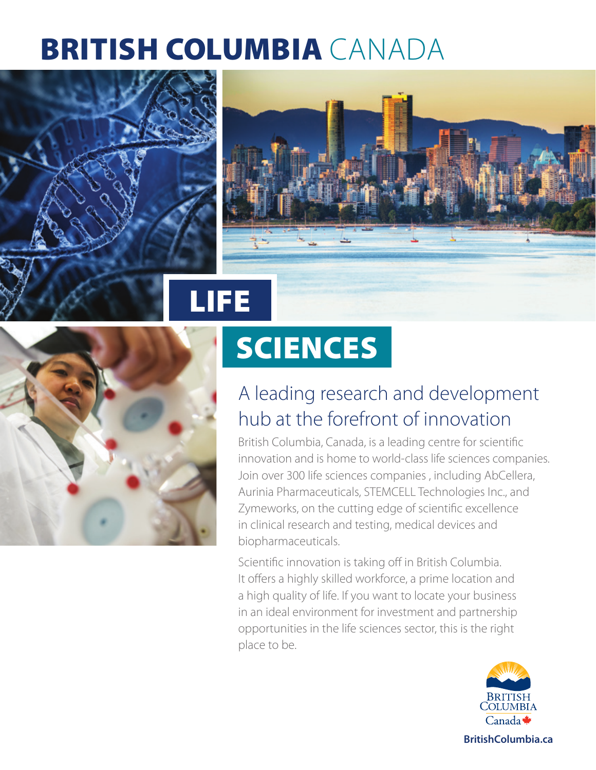# BRITISH COLUMBIA CANADA

# LIFE SCIENCES

## A leading research and development hub at the forefront of innovation

British Columbia, Canada, is a leading centre for scientific innovation and is home to world-class life sciences companies. Join over 300 life sciences companies , including AbCellera, Aurinia Pharmaceuticals, STEMCELL Technologies Inc., and Zymeworks, on the cutting edge of scientific excellence in clinical research and testing, medical devices and biopharmaceuticals.

Scientific innovation is taking off in British Columbia. It offers a highly skilled workforce, a prime location and a high quality of life. If you want to locate your business in an ideal environment for investment and partnership opportunities in the life sciences sector, this is the right place to be.

BRITISH COLUMBIA Canada

**BritishColumbia.ca**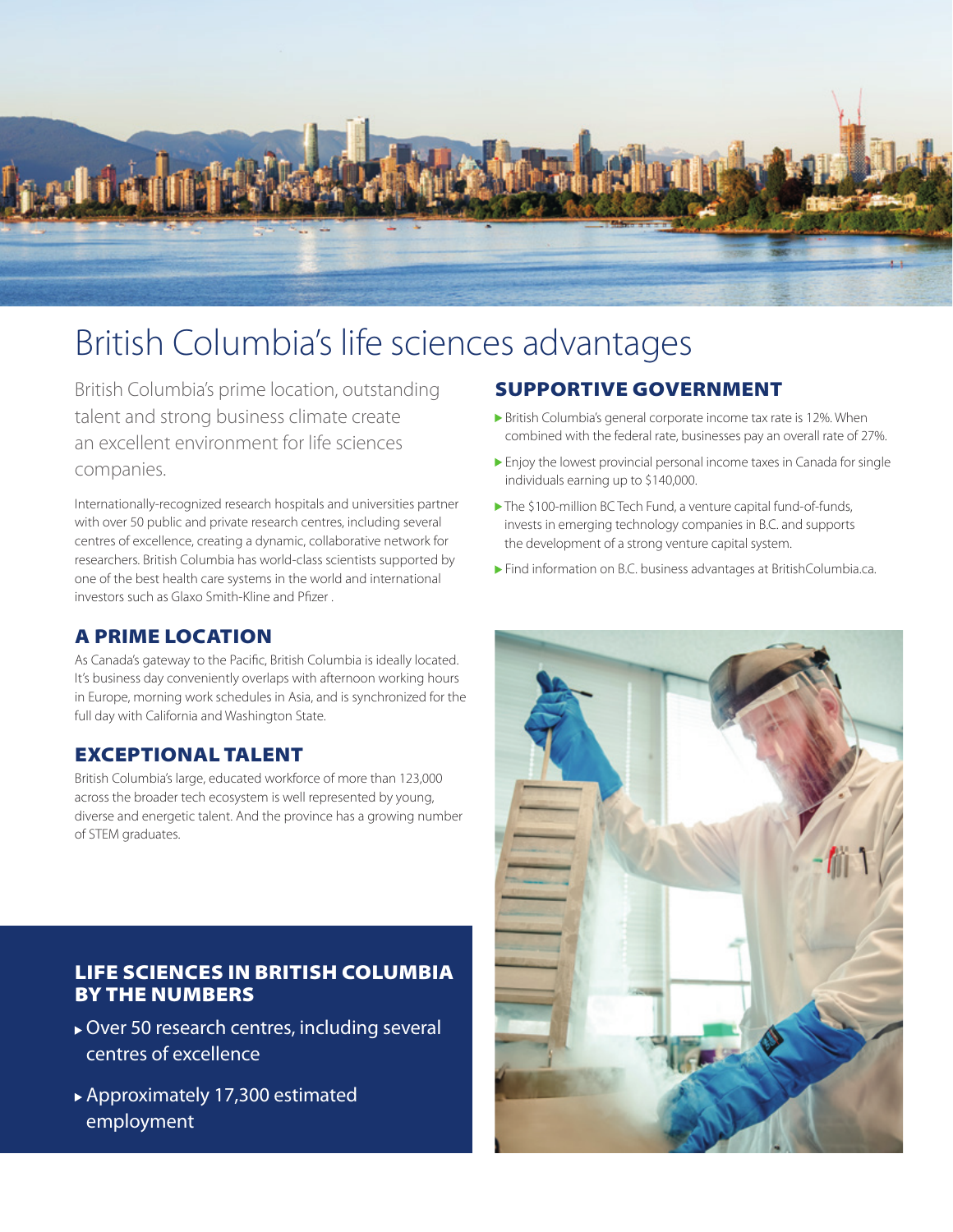# British Columbia's life sciences advantages

British Columbia's prime location, outstanding talent and strong business climate create an excellent environment for life sciences companies.

Internationally-recognized research hospitals and universities partner with over 50 public and private research centres, including several centres of excellence, creating a dynamic, collaborative network for researchers. British Columbia has world-class scientists supported by one of the best health care systems in the world and international investors such as Glaxo Smith-Kline and Pfizer .

## A PRIME LOCATION

As Canada's gateway to the Pacific, British Columbia is ideally located. It's business day conveniently overlaps with afternoon working hours in Europe, morning work schedules in Asia, and is synchronized for the full day with California and Washington State.

## EXCEPTIONAL TALENT

British Columbia's large, educated workforce of more than 123,000 across the broader tech ecosystem is well represented by young, diverse and energetic talent. And the province has a growing number of STEM graduates.

## LIFE SCIENCES IN BRITISH COLUMBIA BY THE NUMBERS

- Over 50 research centres, including several centres of excellence
- Approximately 17,300 estimated employment

## SUPPORTIVE GOVERNMENT

- British Columbia's general corporate income tax rate is 12%. When combined with the federal rate, businesses pay an overall rate of 27%.
- Enjoy the lowest provincial personal income taxes in Canada for single individuals earning up to $140,000.
- The $100-million BC Tech Fund, a venture capital fund-of-funds, invests in emerging technology companies in B.C. and supports the development of a strong venture capital system.
- Find information on B.C. business advantages at BritishColumbia.ca.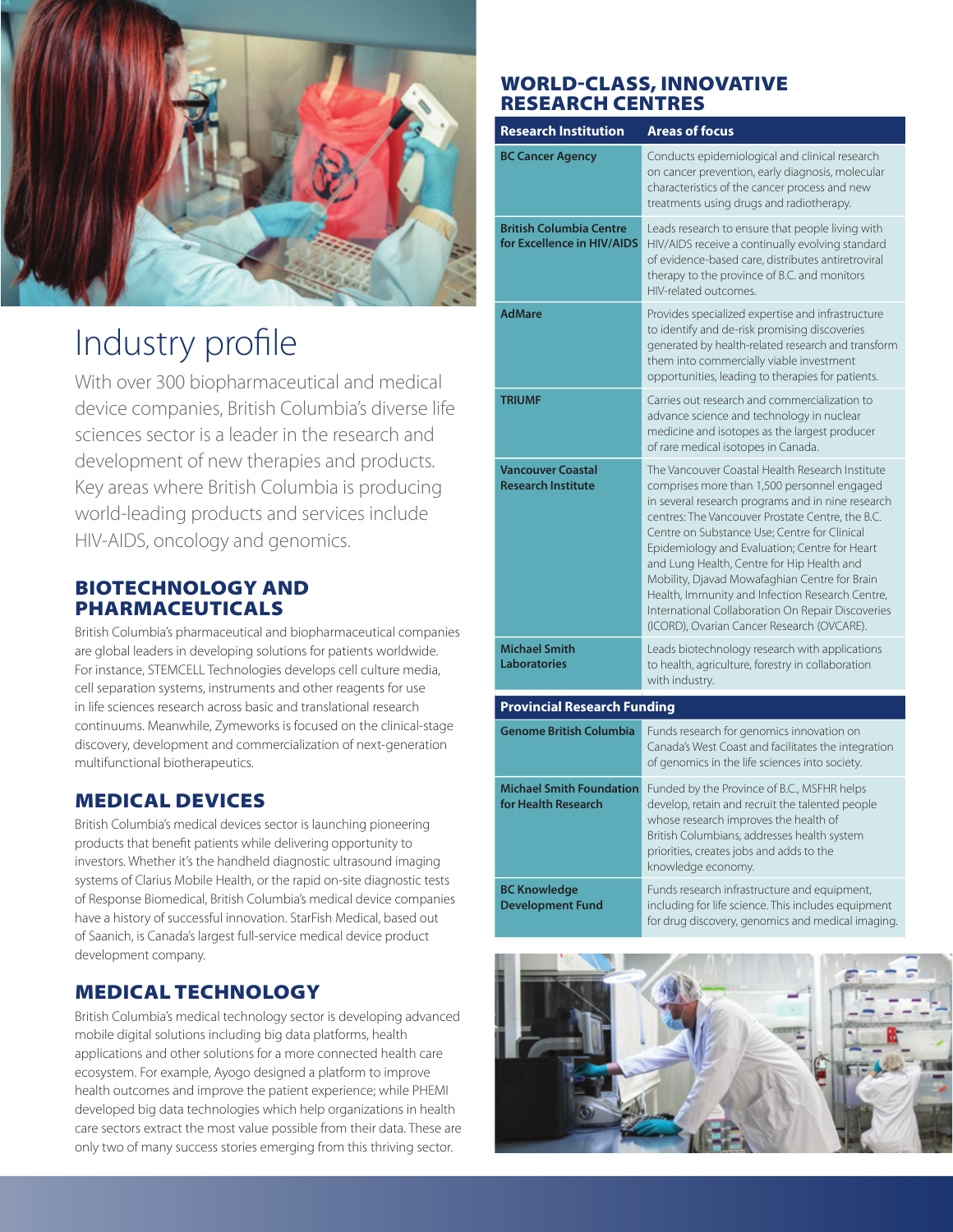# Industry profile

With over 300 biopharmaceutical and medical device companies, British Columbia's diverse life sciences sector is a leader in the research and development of new therapies and products. Key areas where British Columbia is producing world-leading products and services include HIV-AIDS, oncology and genomics.

## BIOTECHNOLOGY AND PHARMACEUTICALS

British Columbia's pharmaceutical and biopharmaceutical companies are global leaders in developing solutions for patients worldwide. For instance, STEMCELL Technologies develops cell culture media, cell separation systems, instruments and other reagents for use in life sciences research across basic and translational research continuums. Meanwhile, Zymeworks is focused on the clinical-stage discovery, development and commercialization of next-generation multifunctional biotherapeutics.

## MEDICAL DEVICES

British Columbia's medical devices sector is launching pioneering products that benefit patients while delivering opportunity to investors. Whether it's the handheld diagnostic ultrasound imaging systems of Clarius Mobile Health, or the rapid on-site diagnostic tests of Response Biomedical, British Columbia's medical device companies have a history of successful innovation. StarFish Medical, based out of Saanich, is Canada's largest full-service medical device product development company.

## MEDICAL TECHNOLOGY

British Columbia's medical technology sector is developing advanced mobile digital solutions including big data platforms, health applications and other solutions for a more connected health care ecosystem. For example, Ayogo designed a platform to improve health outcomes and improve the patient experience; while PHEMI developed big data technologies which help organizations in health care sectors extract the most value possible from their data. These are only two of many success stories emerging from this thriving sector.

## WORLD-CLASS, INNOVATIVE RESEARCH CENTRES

| Research Institution | Areas of focus |
|---|---|
| **BC Cancer Agency** | Conducts epidemiological and clinical research on cancer prevention, early diagnosis, molecular characteristics of the cancer process and new treatments using drugs and radiotherapy. |
| **British Columbia Centre for Excellence in HIV/AIDS** | Leads research to ensure that people living with HIV/AIDS receive a continually evolving standard of evidence-based care, distributes antiretroviral therapy to the province of B.C. and monitors HIV-related outcomes. |
| **AdMare** | Provides specialized expertise and infrastructure to identify and de-risk promising discoveries generated by health-related research and transform them into commercially viable investment opportunities, leading to therapies for patients. |
| **TRIUMF** | Carries out research and commercialization to advance science and technology in nuclear medicine and isotopes as the largest producer of rare medical isotopes in Canada. |
| **Vancouver Coastal Research Institute** | The Vancouver Coastal Health Research Institute comprises more than 1,500 personnel engaged in several research programs and in nine research centres: The Vancouver Prostate Centre, the B.C. Centre on Substance Use; Centre for Clinical Epidemiology and Evaluation; Centre for Heart and Lung Health, Centre for Hip Health and Mobility, Djavad Mowafaghian Centre for Brain Health, Immunity and Infection Research Centre, International Collaboration On Repair Discoveries (ICORD), Ovarian Cancer Research (OVCARE). |
| **Michael Smith Laboratories** | Leads biotechnology research with applications to health, agriculture, forestry in collaboration with industry. |
| **Provincial Research Funding** | |
| **Genome British Columbia** | Funds research for genomics innovation on Canada's West Coast and facilitates the integration of genomics in the life sciences into society. |
| **Michael Smith Foundation for Health Research** | Funded by the Province of B.C., MSFHR helps develop, retain and recruit the talented people whose research improves the health of British Columbians, addresses health system priorities, creates jobs and adds to the knowledge economy. |
| **BC Knowledge Development Fund** | Funds research infrastructure and equipment, including for life science. This includes equipment for drug discovery, genomics and medical imaging. |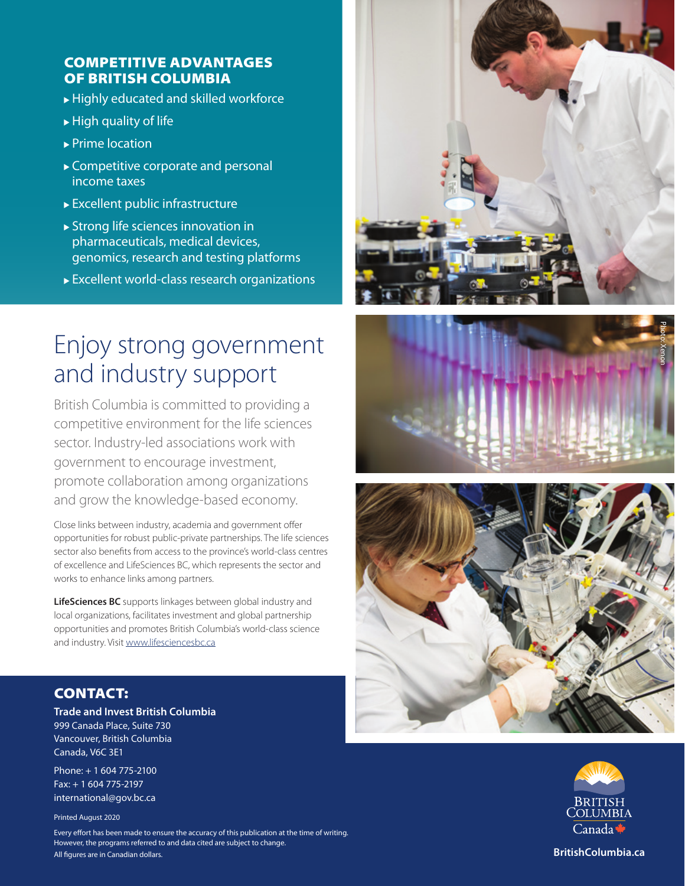## COMPETITIVE ADVANTAGES OF BRITISH COLUMBIA

- Highly educated and skilled workforce
- High quality of life
- Prime location
- Competitive corporate and personal income taxes
- Excellent public infrastructure
- Strong life sciences innovation in pharmaceuticals, medical devices, genomics, research and testing platforms
- Excellent world-class research organizations

# Enjoy strong government and industry support

British Columbia is committed to providing a competitive environment for the life sciences sector. Industry-led associations work with government to encourage investment, promote collaboration among organizations and grow the knowledge-based economy.

Close links between industry, academia and government offer opportunities for robust public-private partnerships. The life sciences sector also benefits from access to the province's world-class centres of excellence and LifeSciences BC, which represents the sector and works to enhance links among partners.

**LifeSciences BC** supports linkages between global industry and local organizations, facilitates investment and global partnership opportunities and promotes British Columbia's world-class science and industry. Visit www.lifesciencesbc.ca

Photo: Xenon

## CONTACT:

**Trade and Invest British Columbia**
999 Canada Place, Suite 730
Vancouver, British Columbia
Canada, V6C 3E1

Phone: + 1 604 775-2100
Fax: + 1 604 775-2197
international@gov.bc.ca

Printed August 2020

Every effort has been made to ensure the accuracy of this publication at the time of writing. However, the programs referred to and data cited are subject to change. All figures are in Canadian dollars.

BRITISH COLUMBIA
Canada

**BritishColumbia.ca**